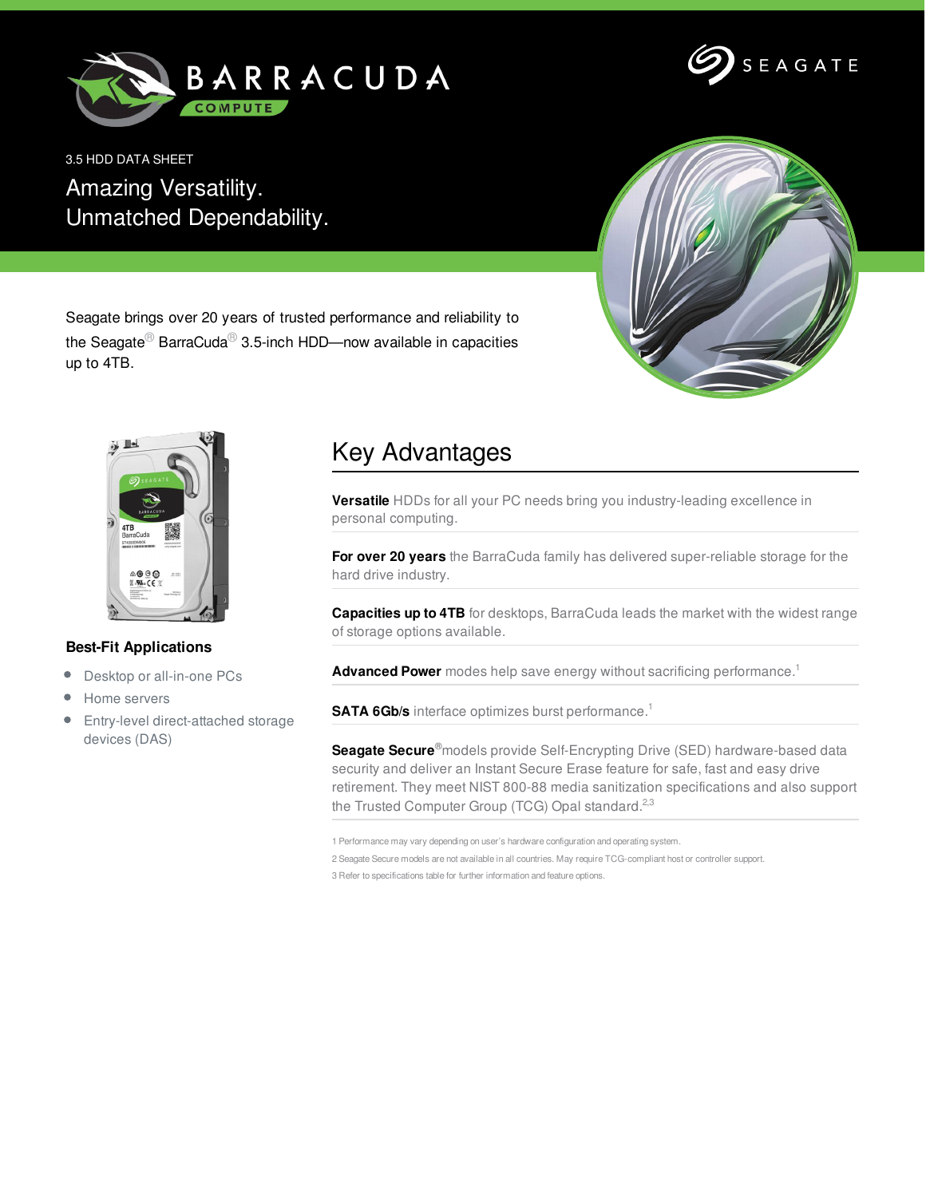# BARRACUDA COMPUTE

SEAGATE

3.5 HDD DATA SHEET

## Amazing Versatility.
## Unmatched Dependability.

Seagate brings over 20 years of trusted performance and reliability to the Seagate® BarraCuda® 3.5-inch HDD—now available in capacities up to 4TB.

### Best-Fit Applications

- Desktop or all-in-one PCs
- Home servers
- Entry-level direct-attached storage devices (DAS)

## Key Advantages

**Versatile** HDDs for all your PC needs bring you industry-leading excellence in personal computing.

**For over 20 years** the BarraCuda family has delivered super-reliable storage for the hard drive industry.

**Capacities up to 4TB** for desktops, BarraCuda leads the market with the widest range of storage options available.

**Advanced Power** modes help save energy without sacrificing performance.[1]

**SATA 6Gb/s** interface optimizes burst performance.[1]

**Seagate Secure**® models provide Self-Encrypting Drive (SED) hardware-based data security and deliver an Instant Secure Erase feature for safe, fast and easy drive retirement. They meet NIST 800-88 media sanitization specifications and also support the Trusted Computer Group (TCG) Opal standard.[2,3]

1 Performance may vary depending on user's hardware configuration and operating system.

2 Seagate Secure models are not available in all countries. May require TCG-compliant host or controller support.

3 Refer to specifications table for further information and feature options.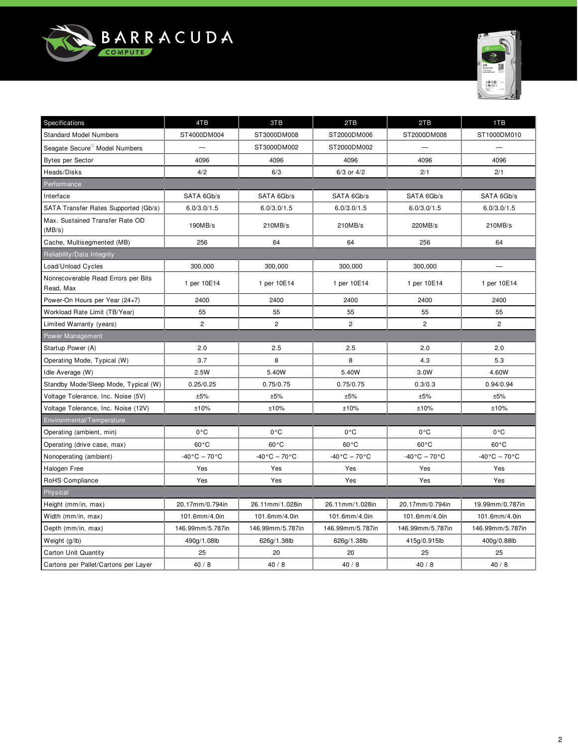# BARRACUDA COMPUTE

| Specifications | 4TB | 3TB | 2TB | 2TB | 1TB |
|---|---|---|---|---|---|
| Standard Model Numbers | ST4000DM004 | ST3000DM008 | ST2000DM006 | ST2000DM008 | ST1000DM010 |
| Seagate Secure® Model Numbers | — | ST3000DM002 | ST2000DM002 | — | — |
| Bytes per Sector | 4096 | 4096 | 4096 | 4096 | 4096 |
| Heads/Disks | 4/2 | 6/3 | 6/3 or 4/2 | 2/1 | 2/1 |
| **Performance** | | | | | |
| Interface | SATA 6Gb/s | SATA 6Gb/s | SATA 6Gb/s | SATA 6Gb/s | SATA 6Gb/s |
| SATA Transfer Rates Supported (Gb/s) | 6.0/3.0/1.5 | 6.0/3.0/1.5 | 6.0/3.0/1.5 | 6.0/3.0/1.5 | 6.0/3.0/1.5 |
| Max. Sustained Transfer Rate OD (MB/s) | 190MB/s | 210MB/s | 210MB/s | 220MB/s | 210MB/s |
| Cache, Multisegmented (MB) | 256 | 64 | 64 | 256 | 64 |
| **Reliability/Data Integrity** | | | | | |
| Load/Unload Cycles | 300,000 | 300,000 | 300,000 | 300,000 | — |
| Nonrecoverable Read Errors per Bits Read, Max | 1 per 10E14 | 1 per 10E14 | 1 per 10E14 | 1 per 10E14 | 1 per 10E14 |
| Power-On Hours per Year (24×7) | 2400 | 2400 | 2400 | 2400 | 2400 |
| Workload Rate Limit (TB/Year) | 55 | 55 | 55 | 55 | 55 |
| Limited Warranty (years) | 2 | 2 | 2 | 2 | 2 |
| **Power Management** | | | | | |
| Startup Power (A) | 2.0 | 2.5 | 2.5 | 2.0 | 2.0 |
| Operating Mode, Typical (W) | 3.7 | 8 | 8 | 4.3 | 5.3 |
| Idle Average (W) | 2.5W | 5.40W | 5.40W | 3.0W | 4.60W |
| Standby Mode/Sleep Mode, Typical (W) | 0.25/0.25 | 0.75/0.75 | 0.75/0.75 | 0.3/0.3 | 0.94/0.94 |
| Voltage Tolerance, Inc. Noise (5V) | ±5% | ±5% | ±5% | ±5% | ±5% |
| Voltage Tolerance, Inc. Noise (12V) | ±10% | ±10% | ±10% | ±10% | ±10% |
| **Environmental/Temperature** | | | | | |
| Operating (ambient, min) | 0°C | 0°C | 0°C | 0°C | 0°C |
| Operating (drive case, max) | 60°C | 60°C | 60°C | 60°C | 60°C |
| Nonoperating (ambient) | -40°C – 70°C | -40°C – 70°C | -40°C – 70°C | -40°C – 70°C | -40°C – 70°C |
| Halogen Free | Yes | Yes | Yes | Yes | Yes |
| RoHS Compliance | Yes | Yes | Yes | Yes | Yes |
| **Physical** | | | | | |
| Height (mm/in, max) | 20.17mm/0.794in | 26.11mm/1.028in | 26.11mm/1.028in | 20.17mm/0.794in | 19.99mm/0.787in |
| Width (mm/in, max) | 101.6mm/4.0in | 101.6mm/4.0in | 101.6mm/4.0in | 101.6mm/4.0in | 101.6mm/4.0in |
| Depth (mm/in, max) | 146.99mm/5.787in | 146.99mm/5.787in | 146.99mm/5.787in | 146.99mm/5.787in | 146.99mm/5.787in |
| Weight (g/lb) | 490g/1.08lb | 626g/1.38lb | 626g/1.38lb | 415g/0.915lb | 400g/0.88lb |
| Carton Unit Quantity | 25 | 20 | 20 | 25 | 25 |
| Cartons per Pallet/Cartons per Layer | 40 / 8 | 40 / 8 | 40 / 8 | 40 / 8 | 40 / 8 |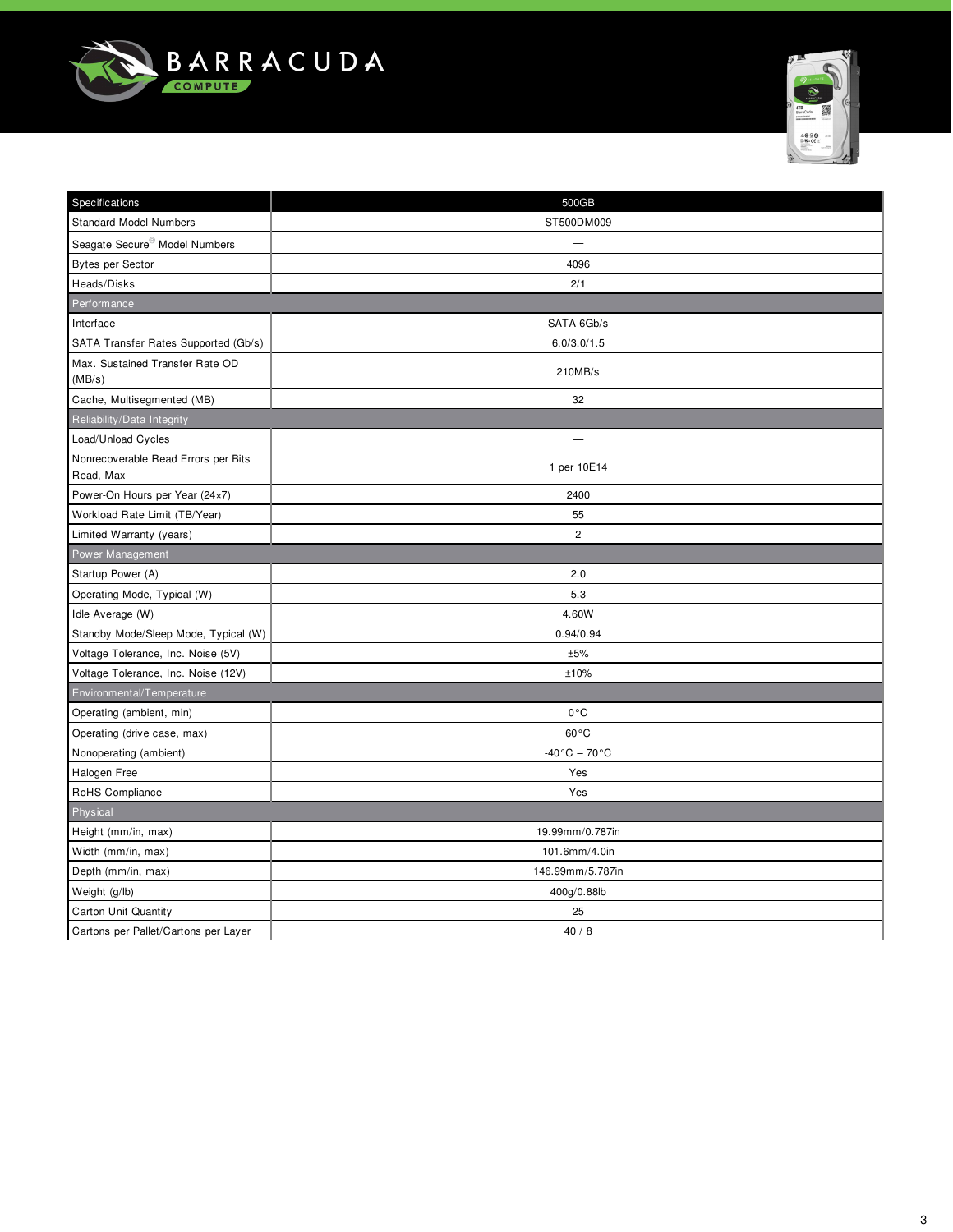# BARRACUDA COMPUTE

| Specifications | 500GB |
| --- | --- |
| Standard Model Numbers | ST500DM009 |
| Seagate Secure® Model Numbers | — |
| Bytes per Sector | 4096 |
| Heads/Disks | 2/1 |
| **Performance** | |
| Interface | SATA 6Gb/s |
| SATA Transfer Rates Supported (Gb/s) | 6.0/3.0/1.5 |
| Max. Sustained Transfer Rate OD (MB/s) | 210MB/s |
| Cache, Multisegmented (MB) | 32 |
| **Reliability/Data Integrity** | |
| Load/Unload Cycles | — |
| Nonrecoverable Read Errors per Bits Read, Max | 1 per 10E14 |
| Power-On Hours per Year (24×7) | 2400 |
| Workload Rate Limit (TB/Year) | 55 |
| Limited Warranty (years) | 2 |
| **Power Management** | |
| Startup Power (A) | 2.0 |
| Operating Mode, Typical (W) | 5.3 |
| Idle Average (W) | 4.60W |
| Standby Mode/Sleep Mode, Typical (W) | 0.94/0.94 |
| Voltage Tolerance, Inc. Noise (5V) | ±5% |
| Voltage Tolerance, Inc. Noise (12V) | ±10% |
| **Environmental/Temperature** | |
| Operating (ambient, min) | 0°C |
| Operating (drive case, max) | 60°C |
| Nonoperating (ambient) | -40°C – 70°C |
| Halogen Free | Yes |
| RoHS Compliance | Yes |
| **Physical** | |
| Height (mm/in, max) | 19.99mm/0.787in |
| Width (mm/in, max) | 101.6mm/4.0in |
| Depth (mm/in, max) | 146.99mm/5.787in |
| Weight (g/lb) | 400g/0.88lb |
| Carton Unit Quantity | 25 |
| Cartons per Pallet/Cartons per Layer | 40 / 8 |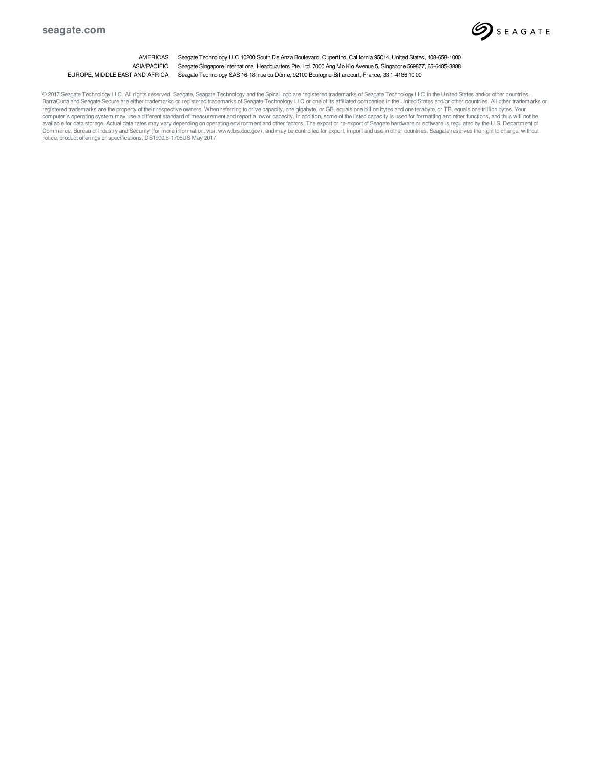**seagate.com**

| | |
|---|---|
| AMERICAS | Seagate Technology LLC 10200 South De Anza Boulevard, Cupertino, California 95014, United States, 408-658-1000 |
| ASIA/PACIFIC | Seagate Singapore International Headquarters Pte. Ltd. 7000 Ang Mo Kio Avenue 5, Singapore 569877, 65-6485-3888 |
| EUROPE, MIDDLE EAST AND AFRICA | Seagate Technology SAS 16-18, rue du Dôme, 92100 Boulogne-Billancourt, France, 33 1-4186 10 00 |

© 2017 Seagate Technology LLC. All rights reserved. Seagate, Seagate Technology and the Spiral logo are registered trademarks of Seagate Technology LLC in the United States and/or other countries. BarraCuda and Seagate Secure are either trademarks or registered trademarks of Seagate Technology LLC or one of its affiliated companies in the United States and/or other countries. All other trademarks or registered trademarks are the property of their respective owners. When referring to drive capacity, one gigabyte, or GB, equals one billion bytes and one terabyte, or TB, equals one trillion bytes. Your computer's operating system may use a different standard of measurement and report a lower capacity. In addition, some of the listed capacity is used for formatting and other functions, and thus will not be available for data storage. Actual data rates may vary depending on operating environment and other factors. The export or re-export of Seagate hardware or software is regulated by the U.S. Department of Commerce, Bureau of Industry and Security (for more information, visit www.bis.doc.gov), and may be controlled for export, import and use in other countries. Seagate reserves the right to change, without notice, product offerings or specifications. DS1900.6-1705US May 2017